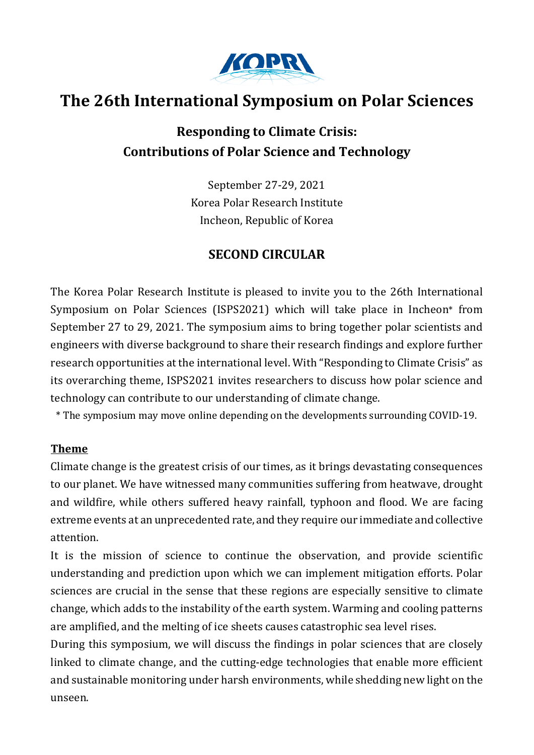# The 26th International Symposium on Polar Sciences

## Responding to Climate Crisis: Contributions of Polar Science and Technology

September 27-29, 2021
Korea Polar Research Institute
Incheon, Republic of Korea

## SECOND CIRCULAR

The Korea Polar Research Institute is pleased to invite you to the 26th International Symposium on Polar Sciences (ISPS2021) which will take place in Incheon* from September 27 to 29, 2021. The symposium aims to bring together polar scientists and engineers with diverse background to share their research findings and explore further research opportunities at the international level. With "Responding to Climate Crisis" as its overarching theme, ISPS2021 invites researchers to discuss how polar science and technology can contribute to our understanding of climate change.

* The symposium may move online depending on the developments surrounding COVID-19.

### Theme

Climate change is the greatest crisis of our times, as it brings devastating consequences to our planet. We have witnessed many communities suffering from heatwave, drought and wildfire, while others suffered heavy rainfall, typhoon and flood. We are facing extreme events at an unprecedented rate, and they require our immediate and collective attention.

It is the mission of science to continue the observation, and provide scientific understanding and prediction upon which we can implement mitigation efforts. Polar sciences are crucial in the sense that these regions are especially sensitive to climate change, which adds to the instability of the earth system. Warming and cooling patterns are amplified, and the melting of ice sheets causes catastrophic sea level rises.

During this symposium, we will discuss the findings in polar sciences that are closely linked to climate change, and the cutting-edge technologies that enable more efficient and sustainable monitoring under harsh environments, while shedding new light on the unseen.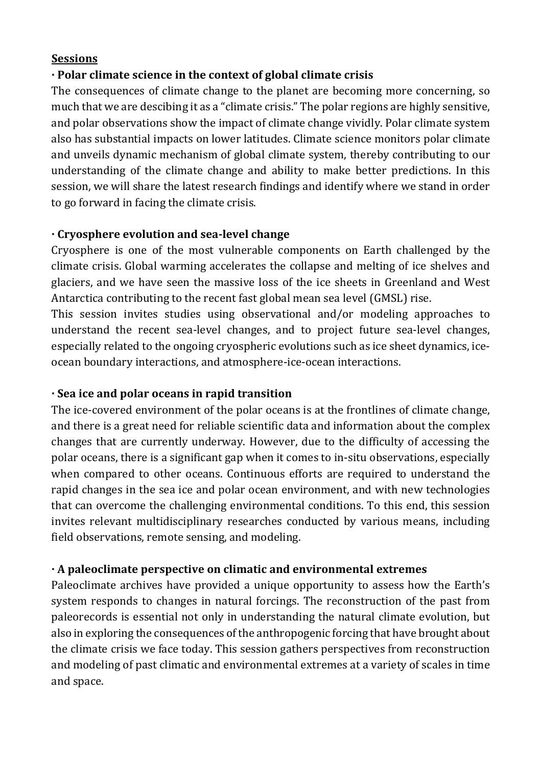**Sessions**

**· Polar climate science in the context of global climate crisis**

The consequences of climate change to the planet are becoming more concerning, so much that we are descibing it as a "climate crisis." The polar regions are highly sensitive, and polar observations show the impact of climate change vividly. Polar climate system also has substantial impacts on lower latitudes. Climate science monitors polar climate and unveils dynamic mechanism of global climate system, thereby contributing to our understanding of the climate change and ability to make better predictions. In this session, we will share the latest research findings and identify where we stand in order to go forward in facing the climate crisis.

**· Cryosphere evolution and sea-level change**

Cryosphere is one of the most vulnerable components on Earth challenged by the climate crisis. Global warming accelerates the collapse and melting of ice shelves and glaciers, and we have seen the massive loss of the ice sheets in Greenland and West Antarctica contributing to the recent fast global mean sea level (GMSL) rise.

This session invites studies using observational and/or modeling approaches to understand the recent sea-level changes, and to project future sea-level changes, especially related to the ongoing cryospheric evolutions such as ice sheet dynamics, ice-ocean boundary interactions, and atmosphere-ice-ocean interactions.

**· Sea ice and polar oceans in rapid transition**

The ice-covered environment of the polar oceans is at the frontlines of climate change, and there is a great need for reliable scientific data and information about the complex changes that are currently underway. However, due to the difficulty of accessing the polar oceans, there is a significant gap when it comes to in-situ observations, especially when compared to other oceans. Continuous efforts are required to understand the rapid changes in the sea ice and polar ocean environment, and with new technologies that can overcome the challenging environmental conditions. To this end, this session invites relevant multidisciplinary researches conducted by various means, including field observations, remote sensing, and modeling.

**· A paleoclimate perspective on climatic and environmental extremes**

Paleoclimate archives have provided a unique opportunity to assess how the Earth's system responds to changes in natural forcings. The reconstruction of the past from paleorecords is essential not only in understanding the natural climate evolution, but also in exploring the consequences of the anthropogenic forcing that have brought about the climate crisis we face today. This session gathers perspectives from reconstruction and modeling of past climatic and environmental extremes at a variety of scales in time and space.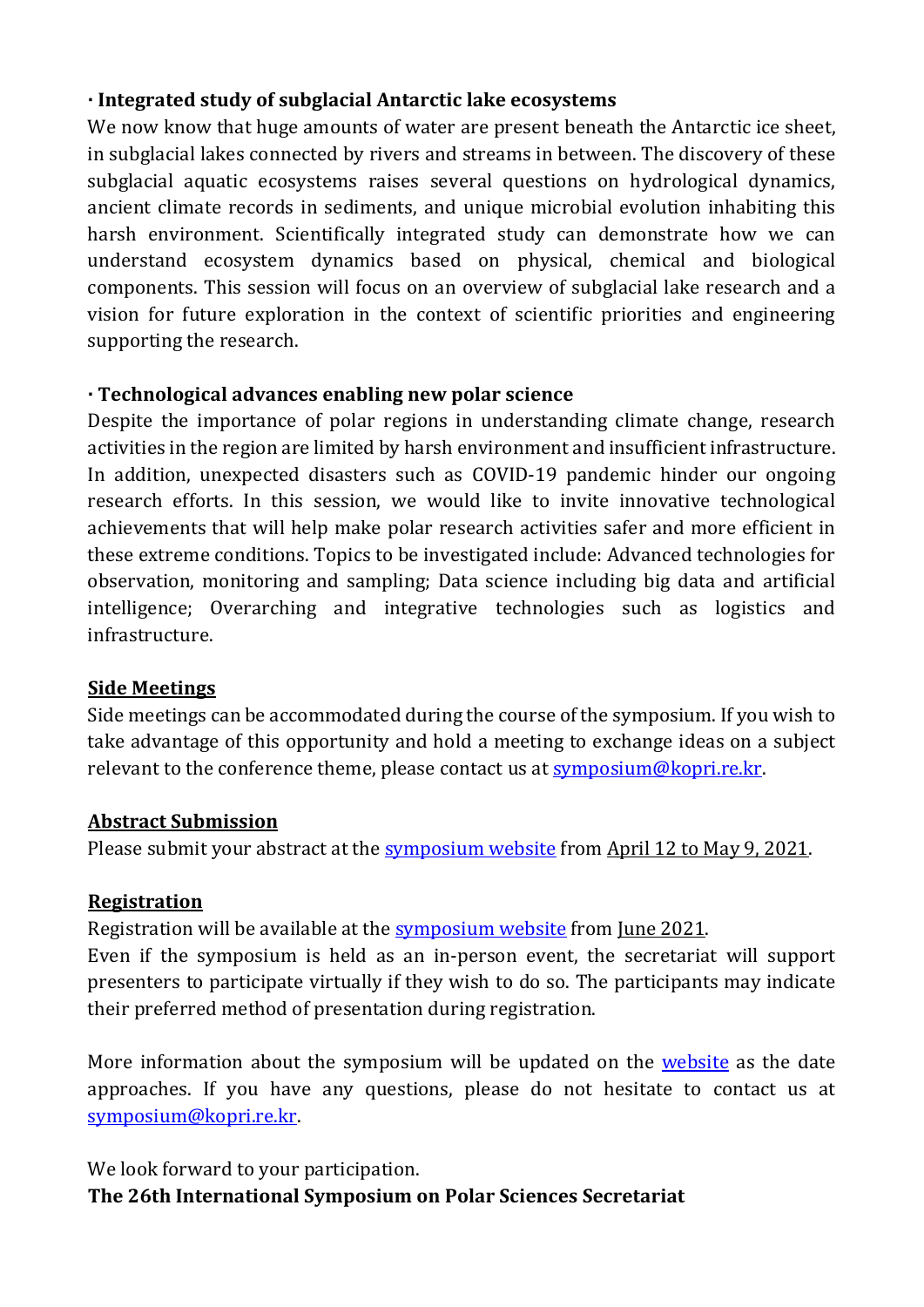**· Integrated study of subglacial Antarctic lake ecosystems**

We now know that huge amounts of water are present beneath the Antarctic ice sheet, in subglacial lakes connected by rivers and streams in between. The discovery of these subglacial aquatic ecosystems raises several questions on hydrological dynamics, ancient climate records in sediments, and unique microbial evolution inhabiting this harsh environment. Scientifically integrated study can demonstrate how we can understand ecosystem dynamics based on physical, chemical and biological components. This session will focus on an overview of subglacial lake research and a vision for future exploration in the context of scientific priorities and engineering supporting the research.

**· Technological advances enabling new polar science**

Despite the importance of polar regions in understanding climate change, research activities in the region are limited by harsh environment and insufficient infrastructure. In addition, unexpected disasters such as COVID-19 pandemic hinder our ongoing research efforts. In this session, we would like to invite innovative technological achievements that will help make polar research activities safer and more efficient in these extreme conditions. Topics to be investigated include: Advanced technologies for observation, monitoring and sampling; Data science including big data and artificial intelligence; Overarching and integrative technologies such as logistics and infrastructure.

## Side Meetings

Side meetings can be accommodated during the course of the symposium. If you wish to take advantage of this opportunity and hold a meeting to exchange ideas on a subject relevant to the conference theme, please contact us at symposium@kopri.re.kr.

## Abstract Submission

Please submit your abstract at the symposium website from April 12 to May 9, 2021.

## Registration

Registration will be available at the symposium website from June 2021.

Even if the symposium is held as an in-person event, the secretariat will support presenters to participate virtually if they wish to do so. The participants may indicate their preferred method of presentation during registration.

More information about the symposium will be updated on the website as the date approaches. If you have any questions, please do not hesitate to contact us at symposium@kopri.re.kr.

We look forward to your participation.

**The 26th International Symposium on Polar Sciences Secretariat**